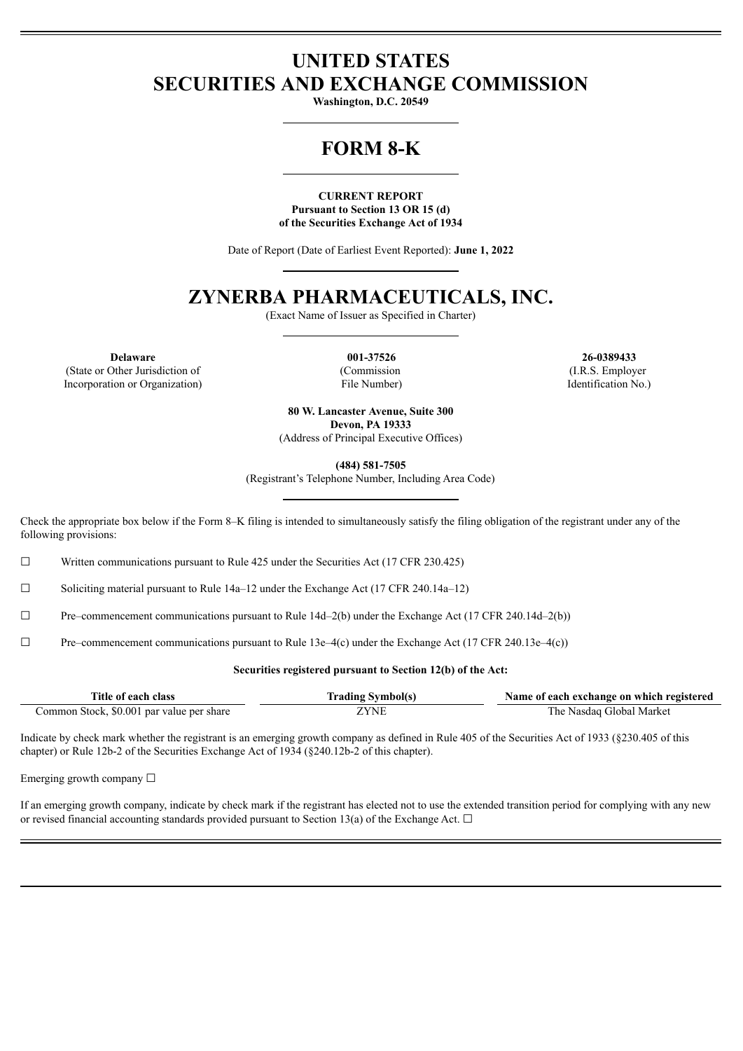# UNITED STATES
# SECURITIES AND EXCHANGE COMMISSION

**Washington, D.C. 20549**

# FORM 8-K

**CURRENT REPORT**
**Pursuant to Section 13 OR 15 (d)**
**of the Securities Exchange Act of 1934**

Date of Report (Date of Earliest Event Reported): **June 1, 2022**

# ZYNERBA PHARMACEUTICALS, INC.

(Exact Name of Issuer as Specified in Charter)

| **Delaware** | **001-37526** | **26-0389433** |
|---|---|---|
| (State or Other Jurisdiction of Incorporation or Organization) | (Commission File Number) | (I.R.S. Employer Identification No.) |

**80 W. Lancaster Avenue, Suite 300**
**Devon, PA 19333**
(Address of Principal Executive Offices)

**(484) 581-7505**
(Registrant's Telephone Number, Including Area Code)

Check the appropriate box below if the Form 8–K filing is intended to simultaneously satisfy the filing obligation of the registrant under any of the following provisions:

☐ Written communications pursuant to Rule 425 under the Securities Act (17 CFR 230.425)

☐ Soliciting material pursuant to Rule 14a–12 under the Exchange Act (17 CFR 240.14a–12)

☐ Pre–commencement communications pursuant to Rule 14d–2(b) under the Exchange Act (17 CFR 240.14d–2(b))

☐ Pre–commencement communications pursuant to Rule 13e–4(c) under the Exchange Act (17 CFR 240.13e–4(c))

**Securities registered pursuant to Section 12(b) of the Act:**

| Title of each class | Trading Symbol(s) | Name of each exchange on which registered |
|---|---|---|
| Common Stock, $0.001 par value per share | ZYNE | The Nasdaq Global Market |

Indicate by check mark whether the registrant is an emerging growth company as defined in Rule 405 of the Securities Act of 1933 (§230.405 of this chapter) or Rule 12b-2 of the Securities Exchange Act of 1934 (§240.12b-2 of this chapter).

Emerging growth company ☐

If an emerging growth company, indicate by check mark if the registrant has elected not to use the extended transition period for complying with any new or revised financial accounting standards provided pursuant to Section 13(a) of the Exchange Act. ☐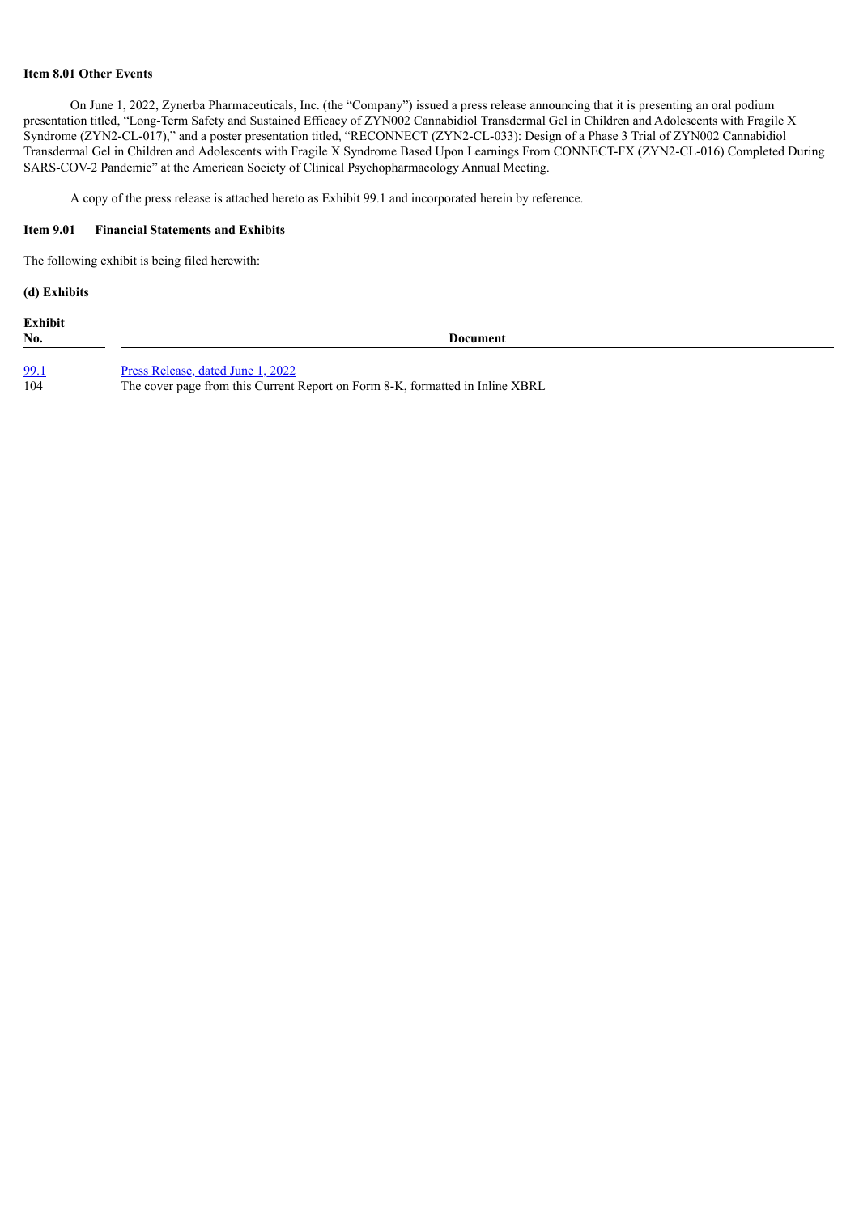**Item 8.01 Other Events**

On June 1, 2022, Zynerba Pharmaceuticals, Inc. (the "Company") issued a press release announcing that it is presenting an oral podium presentation titled, "Long-Term Safety and Sustained Efficacy of ZYN002 Cannabidiol Transdermal Gel in Children and Adolescents with Fragile X Syndrome (ZYN2-CL-017)," and a poster presentation titled, "RECONNECT (ZYN2-CL-033): Design of a Phase 3 Trial of ZYN002 Cannabidiol Transdermal Gel in Children and Adolescents with Fragile X Syndrome Based Upon Learnings From CONNECT-FX (ZYN2-CL-016) Completed During SARS-COV-2 Pandemic" at the American Society of Clinical Psychopharmacology Annual Meeting.

A copy of the press release is attached hereto as Exhibit 99.1 and incorporated herein by reference.

**Item 9.01 Financial Statements and Exhibits**

The following exhibit is being filed herewith:

**(d) Exhibits**

| Exhibit No. | Document |
|---|---|
| 99.1 | Press Release, dated June 1, 2022 |
| 104 | The cover page from this Current Report on Form 8-K, formatted in Inline XBRL |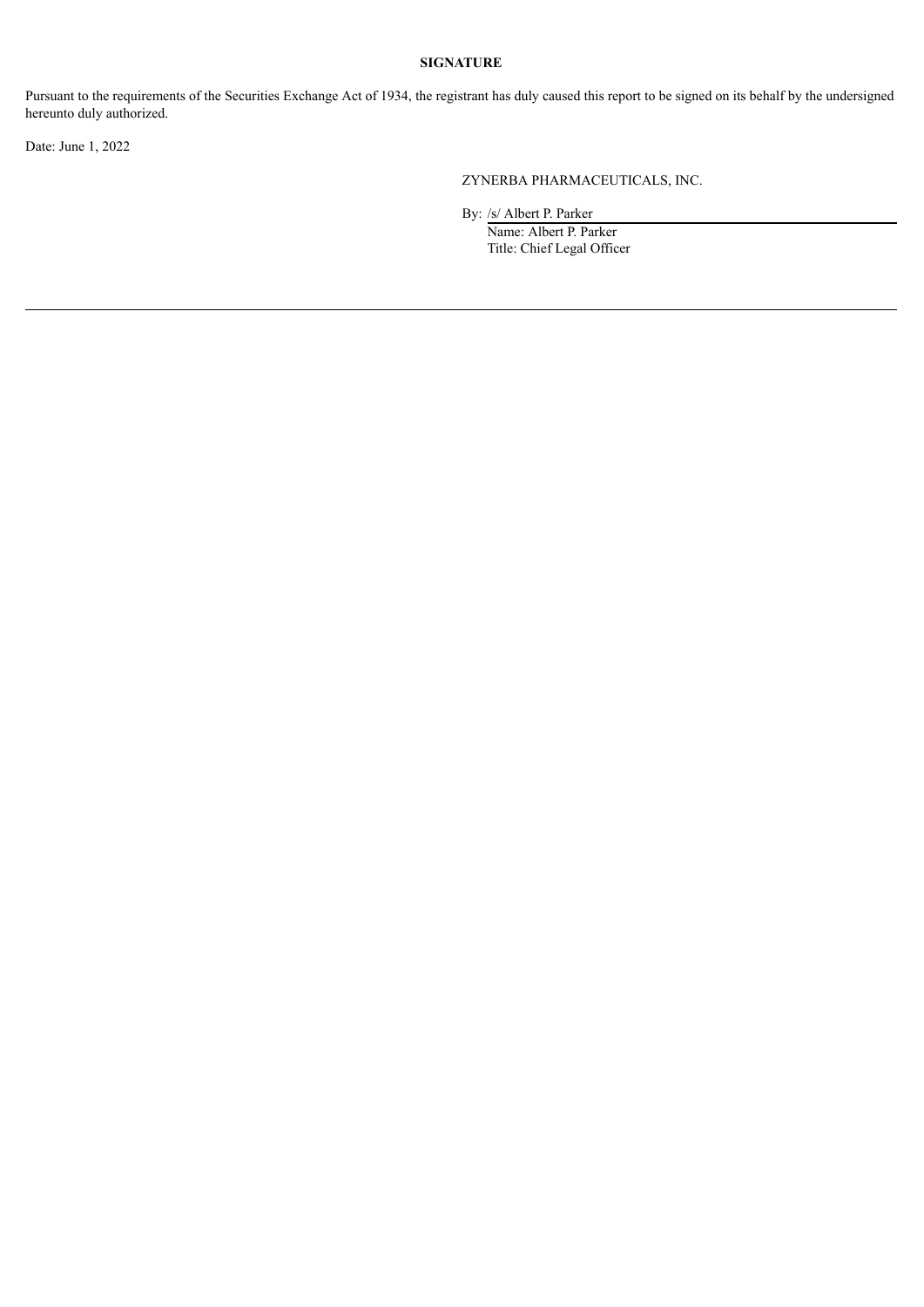**SIGNATURE**

Pursuant to the requirements of the Securities Exchange Act of 1934, the registrant has duly caused this report to be signed on its behalf by the undersigned hereunto duly authorized.

Date: June 1, 2022

ZYNERBA PHARMACEUTICALS, INC.

By: /s/ Albert P. Parker

Name: Albert P. Parker

Title: Chief Legal Officer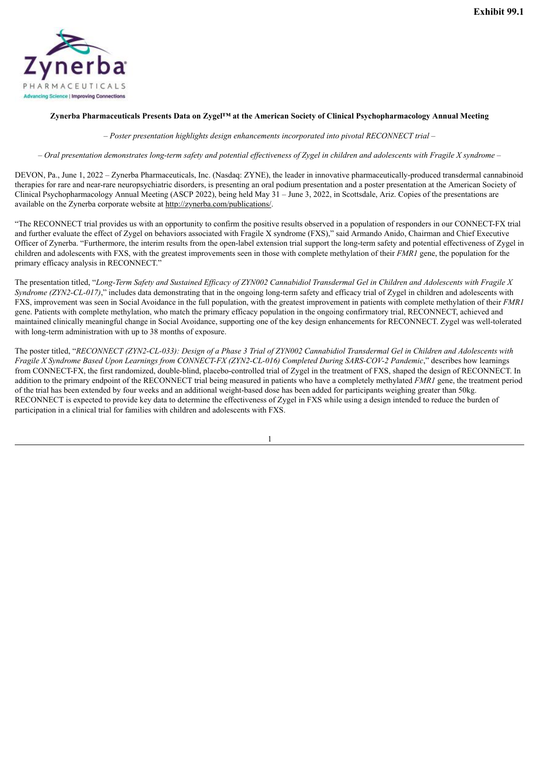Exhibit 99.1

**Zynerba Pharmaceuticals Presents Data on Zygel™ at the American Society of Clinical Psychopharmacology Annual Meeting**

*– Poster presentation highlights design enhancements incorporated into pivotal RECONNECT trial –*

*– Oral presentation demonstrates long-term safety and potential effectiveness of Zygel in children and adolescents with Fragile X syndrome –*

DEVON, Pa., June 1, 2022 – Zynerba Pharmaceuticals, Inc. (Nasdaq: ZYNE), the leader in innovative pharmaceutically-produced transdermal cannabinoid therapies for rare and near-rare neuropsychiatric disorders, is presenting an oral podium presentation and a poster presentation at the American Society of Clinical Psychopharmacology Annual Meeting (ASCP 2022), being held May 31 – June 3, 2022, in Scottsdale, Ariz. Copies of the presentations are available on the Zynerba corporate website at http://zynerba.com/publications/.

"The RECONNECT trial provides us with an opportunity to confirm the positive results observed in a population of responders in our CONNECT-FX trial and further evaluate the effect of Zygel on behaviors associated with Fragile X syndrome (FXS)," said Armando Anido, Chairman and Chief Executive Officer of Zynerba. "Furthermore, the interim results from the open-label extension trial support the long-term safety and potential effectiveness of Zygel in children and adolescents with FXS, with the greatest improvements seen in those with complete methylation of their *FMR1* gene, the population for the primary efficacy analysis in RECONNECT."

The presentation titled, "*Long-Term Safety and Sustained Efficacy of ZYN002 Cannabidiol Transdermal Gel in Children and Adolescents with Fragile X Syndrome (ZYN2-CL-017)*," includes data demonstrating that in the ongoing long-term safety and efficacy trial of Zygel in children and adolescents with FXS, improvement was seen in Social Avoidance in the full population, with the greatest improvement in patients with complete methylation of their *FMR1* gene. Patients with complete methylation, who match the primary efficacy population in the ongoing confirmatory trial, RECONNECT, achieved and maintained clinically meaningful change in Social Avoidance, supporting one of the key design enhancements for RECONNECT. Zygel was well-tolerated with long-term administration with up to 38 months of exposure.

The poster titled, "*RECONNECT (ZYN2-CL-033): Design of a Phase 3 Trial of ZYN002 Cannabidiol Transdermal Gel in Children and Adolescents with Fragile X Syndrome Based Upon Learnings from CONNECT-FX (ZYN2-CL-016) Completed During SARS-COV-2 Pandemic*," describes how learnings from CONNECT-FX, the first randomized, double-blind, placebo-controlled trial of Zygel in the treatment of FXS, shaped the design of RECONNECT. In addition to the primary endpoint of the RECONNECT trial being measured in patients who have a completely methylated *FMR1* gene, the treatment period of the trial has been extended by four weeks and an additional weight-based dose has been added for participants weighing greater than 50kg. RECONNECT is expected to provide key data to determine the effectiveness of Zygel in FXS while using a design intended to reduce the burden of participation in a clinical trial for families with children and adolescents with FXS.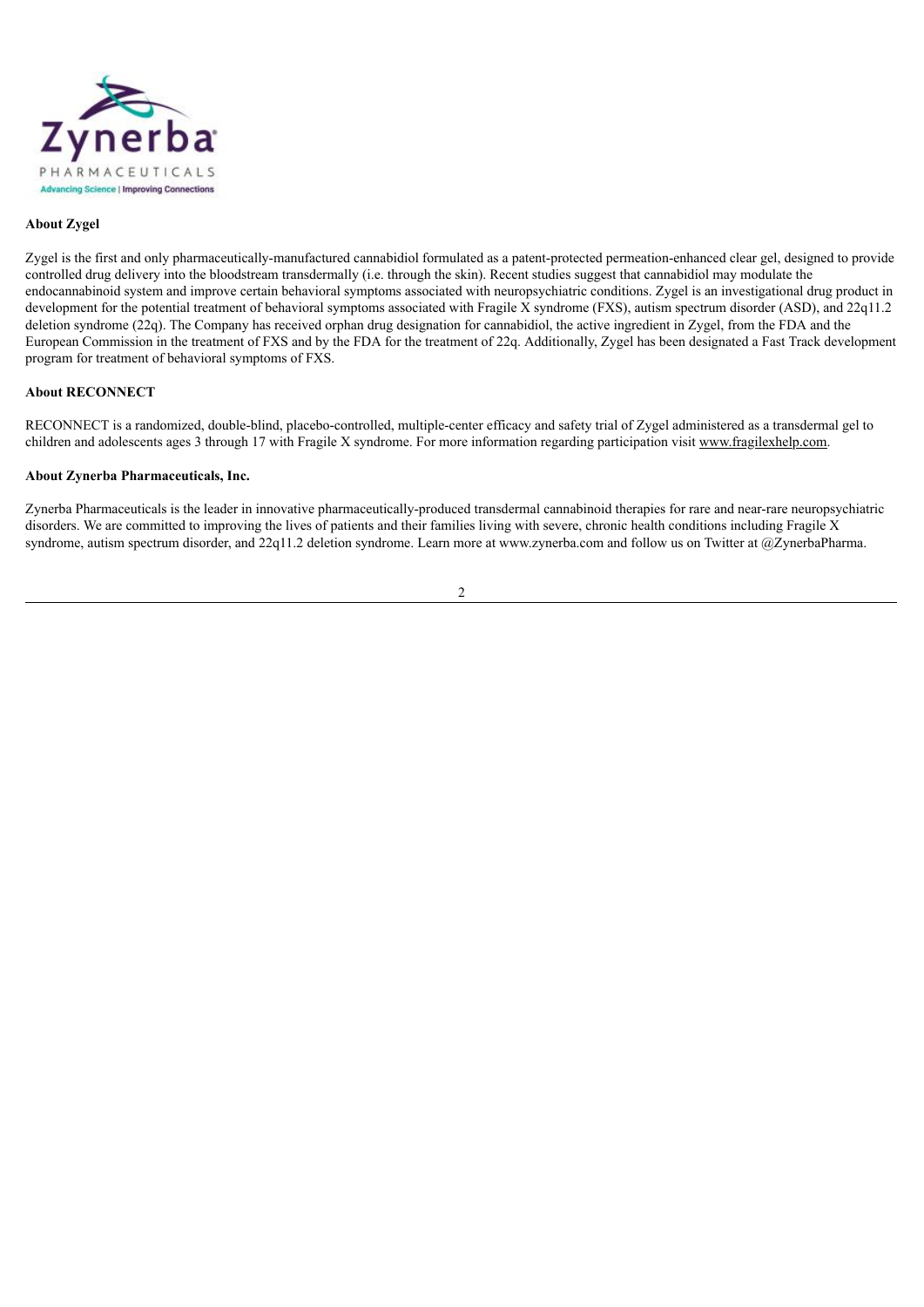**About Zygel**

Zygel is the first and only pharmaceutically-manufactured cannabidiol formulated as a patent-protected permeation-enhanced clear gel, designed to provide controlled drug delivery into the bloodstream transdermally (i.e. through the skin). Recent studies suggest that cannabidiol may modulate the endocannabinoid system and improve certain behavioral symptoms associated with neuropsychiatric conditions. Zygel is an investigational drug product in development for the potential treatment of behavioral symptoms associated with Fragile X syndrome (FXS), autism spectrum disorder (ASD), and 22q11.2 deletion syndrome (22q). The Company has received orphan drug designation for cannabidiol, the active ingredient in Zygel, from the FDA and the European Commission in the treatment of FXS and by the FDA for the treatment of 22q. Additionally, Zygel has been designated a Fast Track development program for treatment of behavioral symptoms of FXS.

**About RECONNECT**

RECONNECT is a randomized, double-blind, placebo-controlled, multiple-center efficacy and safety trial of Zygel administered as a transdermal gel to children and adolescents ages 3 through 17 with Fragile X syndrome. For more information regarding participation visit www.fragilexhelp.com.

**About Zynerba Pharmaceuticals, Inc.**

Zynerba Pharmaceuticals is the leader in innovative pharmaceutically-produced transdermal cannabinoid therapies for rare and near-rare neuropsychiatric disorders. We are committed to improving the lives of patients and their families living with severe, chronic health conditions including Fragile X syndrome, autism spectrum disorder, and 22q11.2 deletion syndrome. Learn more at www.zynerba.com and follow us on Twitter at @ZynerbaPharma.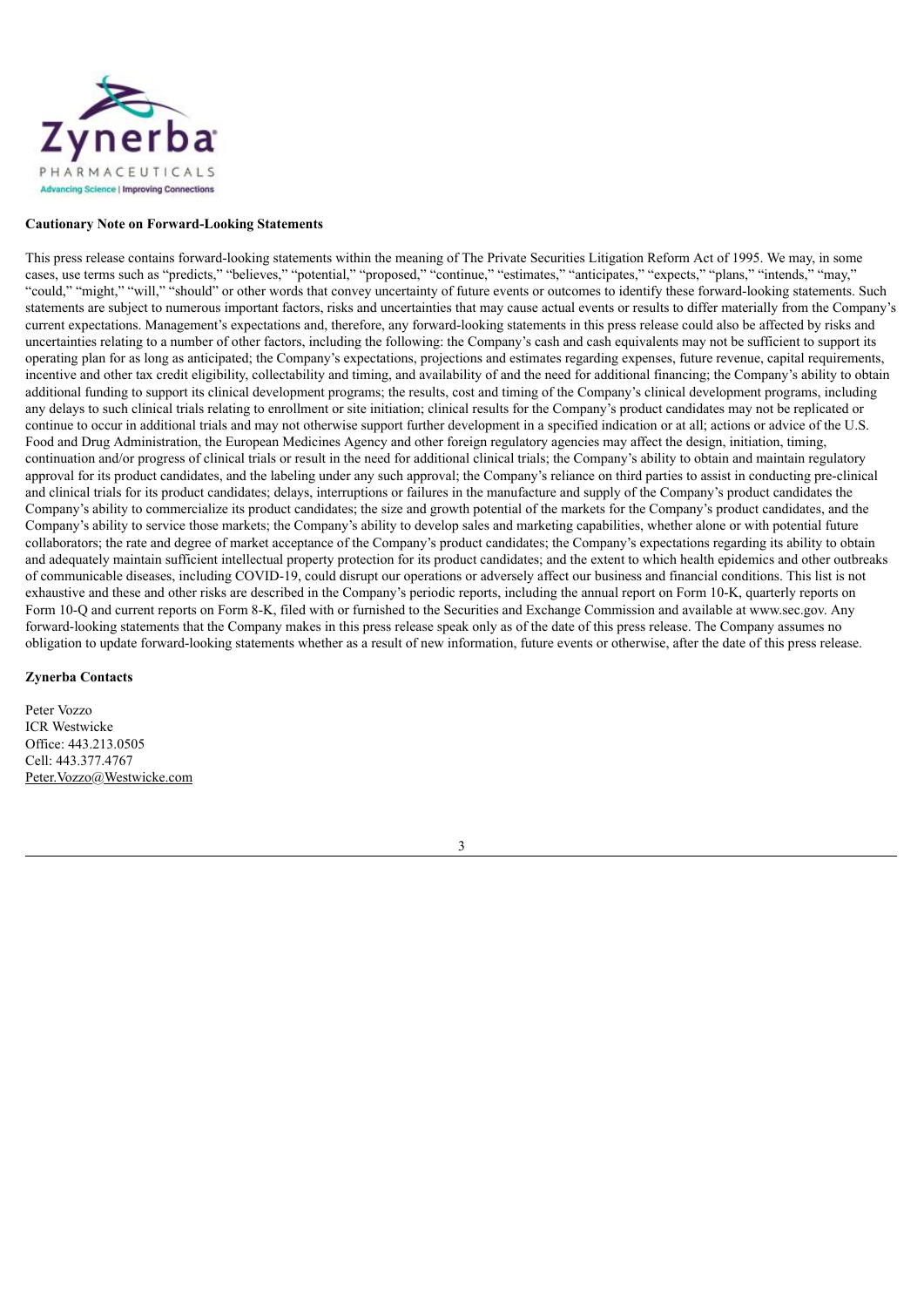**Cautionary Note on Forward-Looking Statements**

This press release contains forward-looking statements within the meaning of The Private Securities Litigation Reform Act of 1995. We may, in some cases, use terms such as "predicts," "believes," "potential," "proposed," "continue," "estimates," "anticipates," "expects," "plans," "intends," "may," "could," "might," "will," "should" or other words that convey uncertainty of future events or outcomes to identify these forward-looking statements. Such statements are subject to numerous important factors, risks and uncertainties that may cause actual events or results to differ materially from the Company's current expectations. Management's expectations and, therefore, any forward-looking statements in this press release could also be affected by risks and uncertainties relating to a number of other factors, including the following: the Company's cash and cash equivalents may not be sufficient to support its operating plan for as long as anticipated; the Company's expectations, projections and estimates regarding expenses, future revenue, capital requirements, incentive and other tax credit eligibility, collectability and timing, and availability of and the need for additional financing; the Company's ability to obtain additional funding to support its clinical development programs; the results, cost and timing of the Company's clinical development programs, including any delays to such clinical trials relating to enrollment or site initiation; clinical results for the Company's product candidates may not be replicated or continue to occur in additional trials and may not otherwise support further development in a specified indication or at all; actions or advice of the U.S. Food and Drug Administration, the European Medicines Agency and other foreign regulatory agencies may affect the design, initiation, timing, continuation and/or progress of clinical trials or result in the need for additional clinical trials; the Company's ability to obtain and maintain regulatory approval for its product candidates, and the labeling under any such approval; the Company's reliance on third parties to assist in conducting pre-clinical and clinical trials for its product candidates; delays, interruptions or failures in the manufacture and supply of the Company's product candidates the Company's ability to commercialize its product candidates; the size and growth potential of the markets for the Company's product candidates, and the Company's ability to service those markets; the Company's ability to develop sales and marketing capabilities, whether alone or with potential future collaborators; the rate and degree of market acceptance of the Company's product candidates; the Company's expectations regarding its ability to obtain and adequately maintain sufficient intellectual property protection for its product candidates; and the extent to which health epidemics and other outbreaks of communicable diseases, including COVID-19, could disrupt our operations or adversely affect our business and financial conditions. This list is not exhaustive and these and other risks are described in the Company's periodic reports, including the annual report on Form 10-K, quarterly reports on Form 10-Q and current reports on Form 8-K, filed with or furnished to the Securities and Exchange Commission and available at www.sec.gov. Any forward-looking statements that the Company makes in this press release speak only as of the date of this press release. The Company assumes no obligation to update forward-looking statements whether as a result of new information, future events or otherwise, after the date of this press release.

**Zynerba Contacts**

Peter Vozzo
ICR Westwicke
Office: 443.213.0505
Cell: 443.377.4767
Peter.Vozzo@Westwicke.com